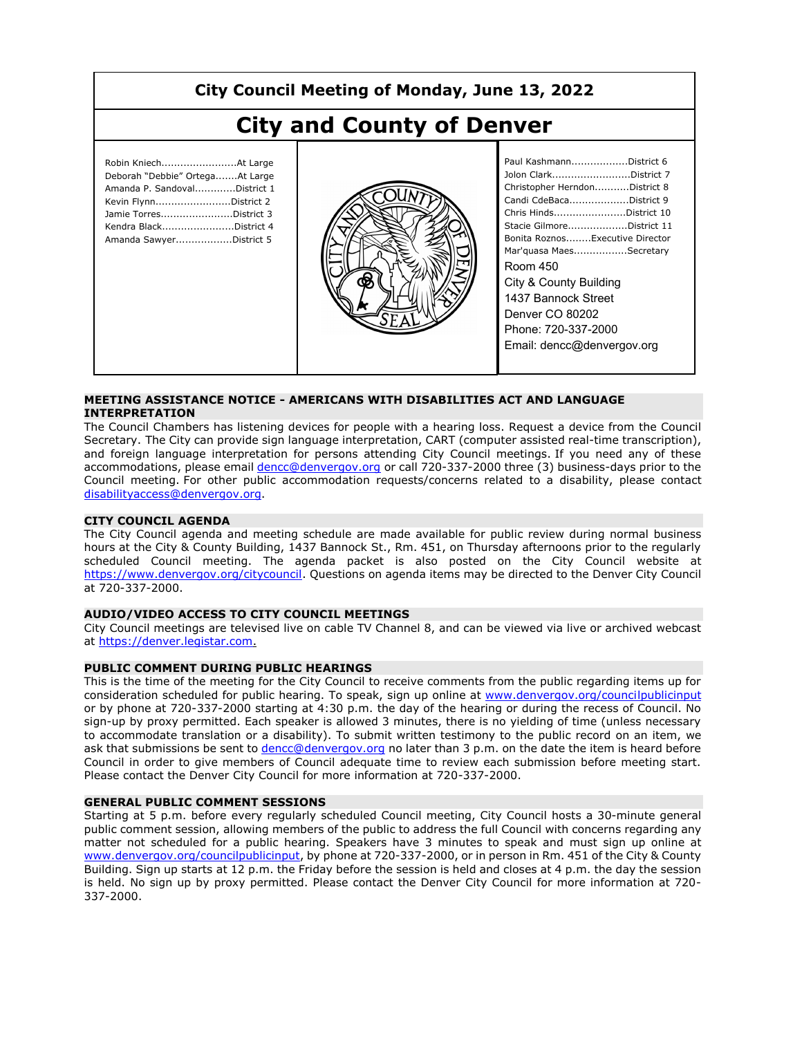# City Council Meeting of Monday, June 13, 2022

# City and County of Denver

Robin Kniech........................At Large
Deborah "Debbie" Ortega.......At Large
Amanda P. Sandoval.............District 1
Kevin Flynn........................District 2
Jamie Torres.......................District 3
Kendra Black.......................District 4
Amanda Sawyer..................District 5

Paul Kashmann..................District 6
Jolon Clark.........................District 7
Christopher Herndon...........District 8
Candi CdeBaca...................District 9
Chris Hinds.......................District 10
Stacie Gilmore...................District 11
Bonita Roznos........Executive Director
Mar'quasa Maes.................Secretary

Room 450
City & County Building
1437 Bannock Street
Denver CO 80202
Phone: 720-337-2000
Email: dencc@denvergov.org

## MEETING ASSISTANCE NOTICE - AMERICANS WITH DISABILITIES ACT AND LANGUAGE INTERPRETATION

The Council Chambers has listening devices for people with a hearing loss. Request a device from the Council Secretary. The City can provide sign language interpretation, CART (computer assisted real-time transcription), and foreign language interpretation for persons attending City Council meetings. If you need any of these accommodations, please email dencc@denvergov.org or call 720-337-2000 three (3) business-days prior to the Council meeting. For other public accommodation requests/concerns related to a disability, please contact disabilityaccess@denvergov.org.

## CITY COUNCIL AGENDA

The City Council agenda and meeting schedule are made available for public review during normal business hours at the City & County Building, 1437 Bannock St., Rm. 451, on Thursday afternoons prior to the regularly scheduled Council meeting. The agenda packet is also posted on the City Council website at https://www.denvergov.org/citycouncil. Questions on agenda items may be directed to the Denver City Council at 720-337-2000.

## AUDIO/VIDEO ACCESS TO CITY COUNCIL MEETINGS

City Council meetings are televised live on cable TV Channel 8, and can be viewed via live or archived webcast at https://denver.legistar.com.

## PUBLIC COMMENT DURING PUBLIC HEARINGS

This is the time of the meeting for the City Council to receive comments from the public regarding items up for consideration scheduled for public hearing. To speak, sign up online at www.denvergov.org/councilpublicinput or by phone at 720-337-2000 starting at 4:30 p.m. the day of the hearing or during the recess of Council. No sign-up by proxy permitted. Each speaker is allowed 3 minutes, there is no yielding of time (unless necessary to accommodate translation or a disability). To submit written testimony to the public record on an item, we ask that submissions be sent to dencc@denvergov.org no later than 3 p.m. on the date the item is heard before Council in order to give members of Council adequate time to review each submission before meeting start. Please contact the Denver City Council for more information at 720-337-2000.

## GENERAL PUBLIC COMMENT SESSIONS

Starting at 5 p.m. before every regularly scheduled Council meeting, City Council hosts a 30-minute general public comment session, allowing members of the public to address the full Council with concerns regarding any matter not scheduled for a public hearing. Speakers have 3 minutes to speak and must sign up online at www.denvergov.org/councilpublicinput, by phone at 720-337-2000, or in person in Rm. 451 of the City & County Building. Sign up starts at 12 p.m. the Friday before the session is held and closes at 4 p.m. the day the session is held. No sign up by proxy permitted. Please contact the Denver City Council for more information at 720-337-2000.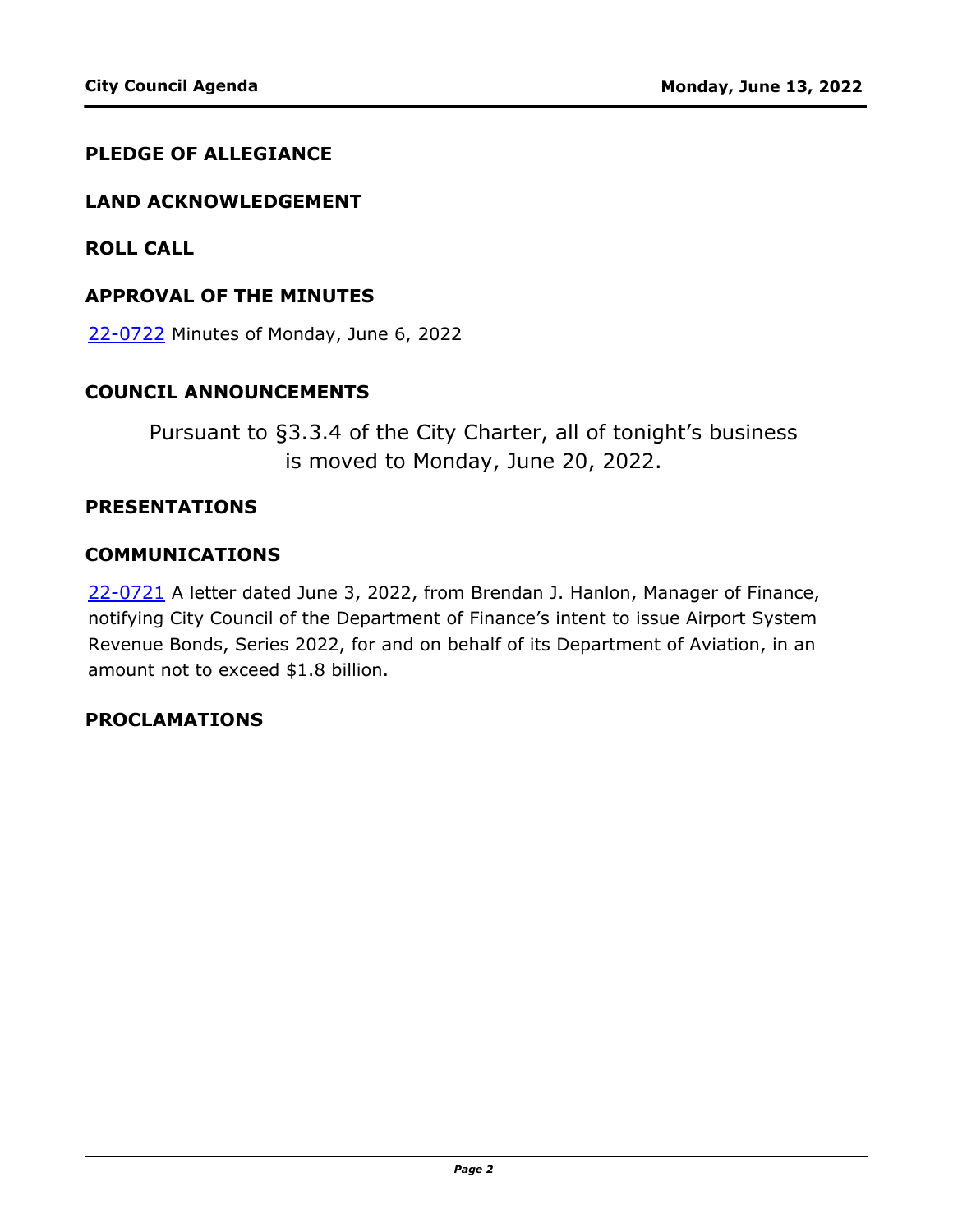## PLEDGE OF ALLEGIANCE

## LAND ACKNOWLEDGEMENT

## ROLL CALL

## APPROVAL OF THE MINUTES

22-0722 Minutes of Monday, June 6, 2022

## COUNCIL ANNOUNCEMENTS

Pursuant to §3.3.4 of the City Charter, all of tonight's business is moved to Monday, June 20, 2022.

## PRESENTATIONS

## COMMUNICATIONS

22-0721 A letter dated June 3, 2022, from Brendan J. Hanlon, Manager of Finance, notifying City Council of the Department of Finance's intent to issue Airport System Revenue Bonds, Series 2022, for and on behalf of its Department of Aviation, in an amount not to exceed $1.8 billion.

## PROCLAMATIONS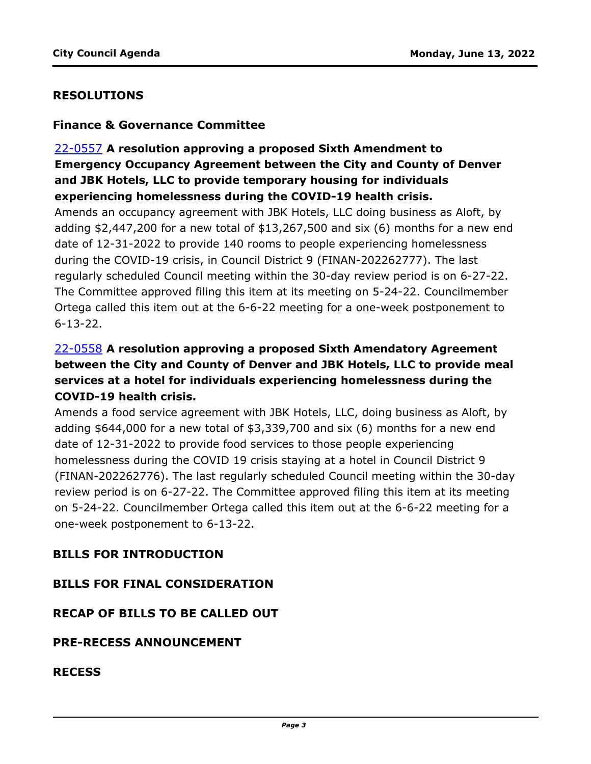## RESOLUTIONS

### Finance & Governance Committee

**22-0557 A resolution approving a proposed Sixth Amendment to Emergency Occupancy Agreement between the City and County of Denver and JBK Hotels, LLC to provide temporary housing for individuals experiencing homelessness during the COVID-19 health crisis.**

Amends an occupancy agreement with JBK Hotels, LLC doing business as Aloft, by adding $2,447,200 for a new total of $13,267,500 and six (6) months for a new end date of 12-31-2022 to provide 140 rooms to people experiencing homelessness during the COVID-19 crisis, in Council District 9 (FINAN-202262777). The last regularly scheduled Council meeting within the 30-day review period is on 6-27-22. The Committee approved filing this item at its meeting on 5-24-22. Councilmember Ortega called this item out at the 6-6-22 meeting for a one-week postponement to 6-13-22.

**22-0558 A resolution approving a proposed Sixth Amendatory Agreement between the City and County of Denver and JBK Hotels, LLC to provide meal services at a hotel for individuals experiencing homelessness during the COVID-19 health crisis.**

Amends a food service agreement with JBK Hotels, LLC, doing business as Aloft, by adding $644,000 for a new total of $3,339,700 and six (6) months for a new end date of 12-31-2022 to provide food services to those people experiencing homelessness during the COVID 19 crisis staying at a hotel in Council District 9 (FINAN-202262776). The last regularly scheduled Council meeting within the 30-day review period is on 6-27-22. The Committee approved filing this item at its meeting on 5-24-22. Councilmember Ortega called this item out at the 6-6-22 meeting for a one-week postponement to 6-13-22.

## BILLS FOR INTRODUCTION

## BILLS FOR FINAL CONSIDERATION

## RECAP OF BILLS TO BE CALLED OUT

## PRE-RECESS ANNOUNCEMENT

## RECESS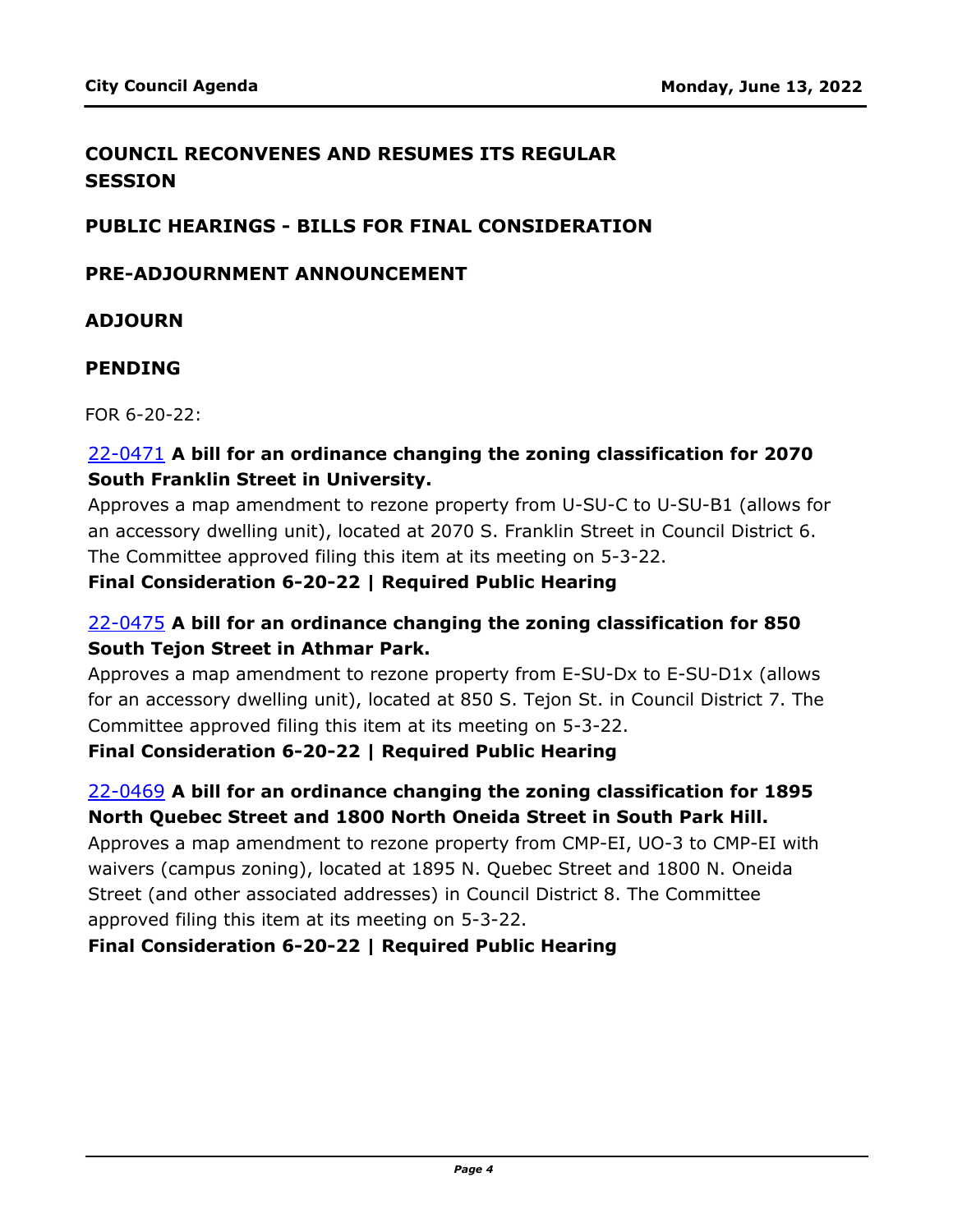## COUNCIL RECONVENES AND RESUMES ITS REGULAR SESSION

## PUBLIC HEARINGS - BILLS FOR FINAL CONSIDERATION

## PRE-ADJOURNMENT ANNOUNCEMENT

## ADJOURN

## PENDING

FOR 6-20-22:

22-0471 **A bill for an ordinance changing the zoning classification for 2070 South Franklin Street in University.**

Approves a map amendment to rezone property from U-SU-C to U-SU-B1 (allows for an accessory dwelling unit), located at 2070 S. Franklin Street in Council District 6. The Committee approved filing this item at its meeting on 5-3-22.

**Final Consideration 6-20-22 | Required Public Hearing**

22-0475 **A bill for an ordinance changing the zoning classification for 850 South Tejon Street in Athmar Park.**

Approves a map amendment to rezone property from E-SU-Dx to E-SU-D1x (allows for an accessory dwelling unit), located at 850 S. Tejon St. in Council District 7. The Committee approved filing this item at its meeting on 5-3-22.

**Final Consideration 6-20-22 | Required Public Hearing**

22-0469 **A bill for an ordinance changing the zoning classification for 1895 North Quebec Street and 1800 North Oneida Street in South Park Hill.**

Approves a map amendment to rezone property from CMP-EI, UO-3 to CMP-EI with waivers (campus zoning), located at 1895 N. Quebec Street and 1800 N. Oneida Street (and other associated addresses) in Council District 8. The Committee approved filing this item at its meeting on 5-3-22.

**Final Consideration 6-20-22 | Required Public Hearing**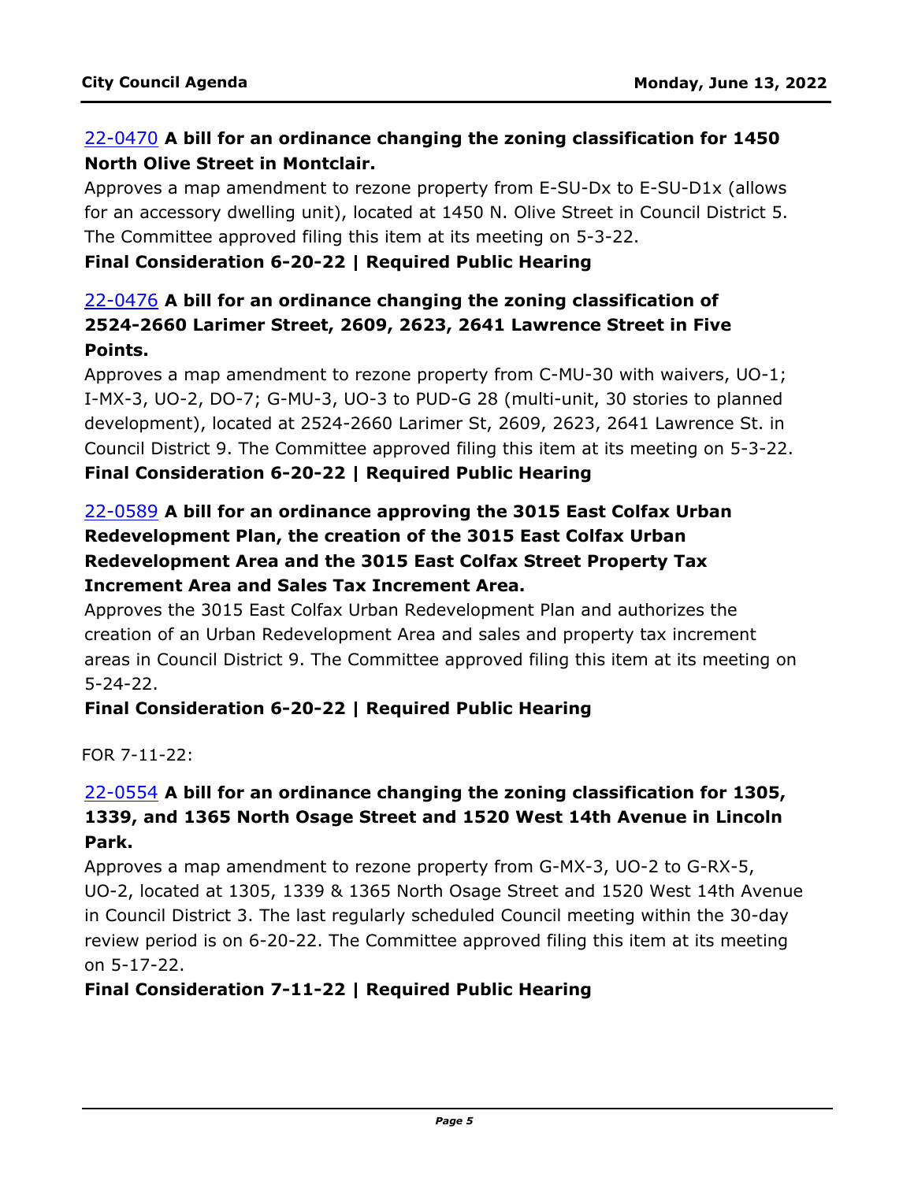22-0470 **A bill for an ordinance changing the zoning classification for 1450 North Olive Street in Montclair.**

Approves a map amendment to rezone property from E-SU-Dx to E-SU-D1x (allows for an accessory dwelling unit), located at 1450 N. Olive Street in Council District 5. The Committee approved filing this item at its meeting on 5-3-22.

**Final Consideration 6-20-22 | Required Public Hearing**

22-0476 **A bill for an ordinance changing the zoning classification of 2524-2660 Larimer Street, 2609, 2623, 2641 Lawrence Street in Five Points.**

Approves a map amendment to rezone property from C-MU-30 with waivers, UO-1; I-MX-3, UO-2, DO-7; G-MU-3, UO-3 to PUD-G 28 (multi-unit, 30 stories to planned development), located at 2524-2660 Larimer St, 2609, 2623, 2641 Lawrence St. in Council District 9. The Committee approved filing this item at its meeting on 5-3-22.

**Final Consideration 6-20-22 | Required Public Hearing**

22-0589 **A bill for an ordinance approving the 3015 East Colfax Urban Redevelopment Plan, the creation of the 3015 East Colfax Urban Redevelopment Area and the 3015 East Colfax Street Property Tax Increment Area and Sales Tax Increment Area.**

Approves the 3015 East Colfax Urban Redevelopment Plan and authorizes the creation of an Urban Redevelopment Area and sales and property tax increment areas in Council District 9. The Committee approved filing this item at its meeting on 5-24-22.

**Final Consideration 6-20-22 | Required Public Hearing**

FOR 7-11-22:

22-0554 **A bill for an ordinance changing the zoning classification for 1305, 1339, and 1365 North Osage Street and 1520 West 14th Avenue in Lincoln Park.**

Approves a map amendment to rezone property from G-MX-3, UO-2 to G-RX-5, UO-2, located at 1305, 1339 & 1365 North Osage Street and 1520 West 14th Avenue in Council District 3. The last regularly scheduled Council meeting within the 30-day review period is on 6-20-22. The Committee approved filing this item at its meeting on 5-17-22.

**Final Consideration 7-11-22 | Required Public Hearing**